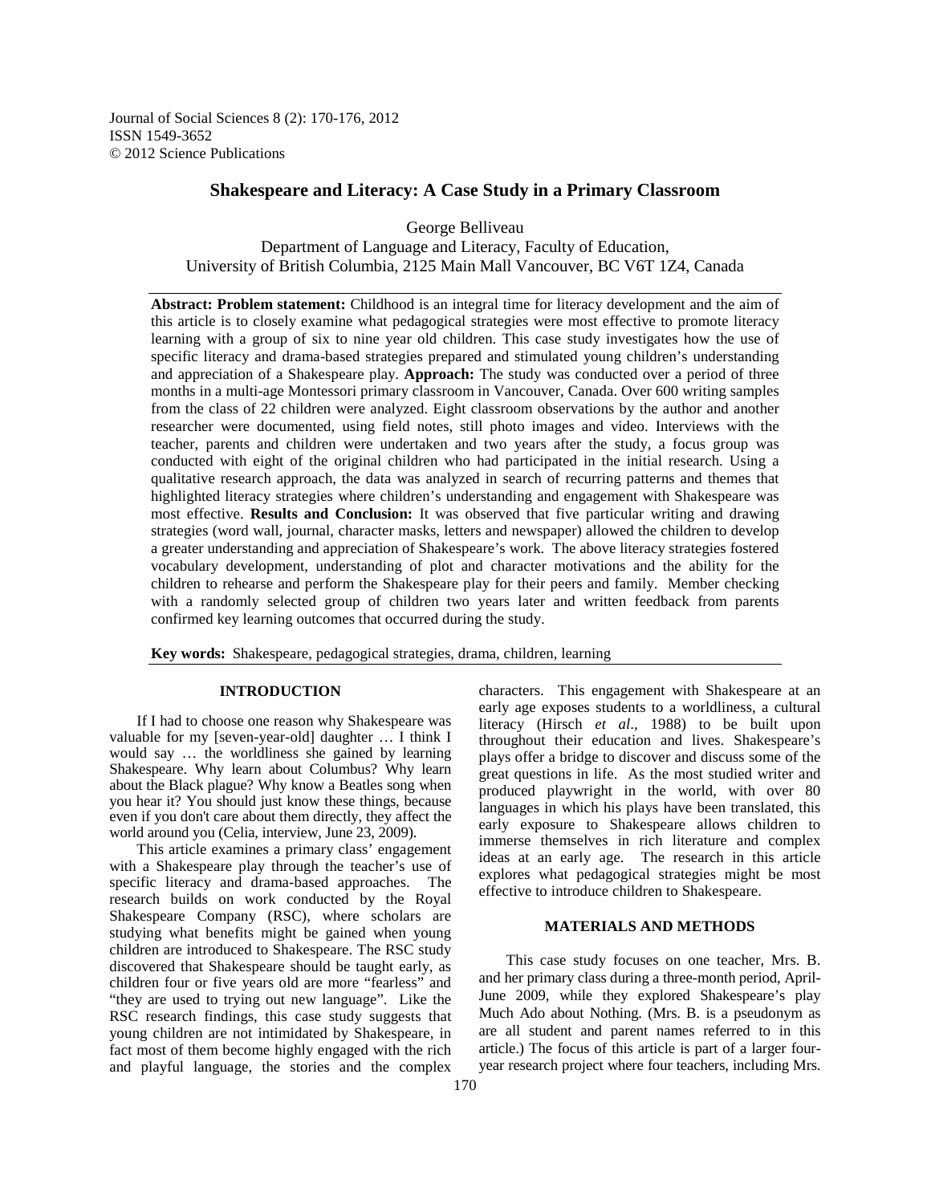# Shakespeare and Literacy: A Case Study in a Primary Classroom

George Belliveau
Department of Language and Literacy, Faculty of Education,
University of British Columbia, 2125 Main Mall Vancouver, BC V6T 1Z4, Canada

**Abstract: Problem statement:** Childhood is an integral time for literacy development and the aim of this article is to closely examine what pedagogical strategies were most effective to promote literacy learning with a group of six to nine year old children. This case study investigates how the use of specific literacy and drama-based strategies prepared and stimulated young children's understanding and appreciation of a Shakespeare play. **Approach:** The study was conducted over a period of three months in a multi-age Montessori primary classroom in Vancouver, Canada. Over 600 writing samples from the class of 22 children were analyzed. Eight classroom observations by the author and another researcher were documented, using field notes, still photo images and video. Interviews with the teacher, parents and children were undertaken and two years after the study, a focus group was conducted with eight of the original children who had participated in the initial research. Using a qualitative research approach, the data was analyzed in search of recurring patterns and themes that highlighted literacy strategies where children's understanding and engagement with Shakespeare was most effective. **Results and Conclusion:** It was observed that five particular writing and drawing strategies (word wall, journal, character masks, letters and newspaper) allowed the children to develop a greater understanding and appreciation of Shakespeare's work. The above literacy strategies fostered vocabulary development, understanding of plot and character motivations and the ability for the children to rehearse and perform the Shakespeare play for their peers and family. Member checking with a randomly selected group of children two years later and written feedback from parents confirmed key learning outcomes that occurred during the study.

**Key words:** Shakespeare, pedagogical strategies, drama, children, learning

## INTRODUCTION

If I had to choose one reason why Shakespeare was valuable for my [seven-year-old] daughter … I think I would say … the worldliness she gained by learning Shakespeare. Why learn about Columbus? Why learn about the Black plague? Why know a Beatles song when you hear it? You should just know these things, because even if you don't care about them directly, they affect the world around you (Celia, interview, June 23, 2009).

This article examines a primary class' engagement with a Shakespeare play through the teacher's use of specific literacy and drama-based approaches. The research builds on work conducted by the Royal Shakespeare Company (RSC), where scholars are studying what benefits might be gained when young children are introduced to Shakespeare. The RSC study discovered that Shakespeare should be taught early, as children four or five years old are more "fearless" and "they are used to trying out new language". Like the RSC research findings, this case study suggests that young children are not intimidated by Shakespeare, in fact most of them become highly engaged with the rich and playful language, the stories and the complex characters. This engagement with Shakespeare at an early age exposes students to a worldliness, a cultural literacy (Hirsch *et al*., 1988) to be built upon throughout their education and lives. Shakespeare's plays offer a bridge to discover and discuss some of the great questions in life. As the most studied writer and produced playwright in the world, with over 80 languages in which his plays have been translated, this early exposure to Shakespeare allows children to immerse themselves in rich literature and complex ideas at an early age. The research in this article explores what pedagogical strategies might be most effective to introduce children to Shakespeare.

## MATERIALS AND METHODS

This case study focuses on one teacher, Mrs. B. and her primary class during a three-month period, April-June 2009, while they explored Shakespeare's play Much Ado about Nothing. (Mrs. B. is a pseudonym as are all student and parent names referred to in this article.) The focus of this article is part of a larger four-year research project where four teachers, including Mrs.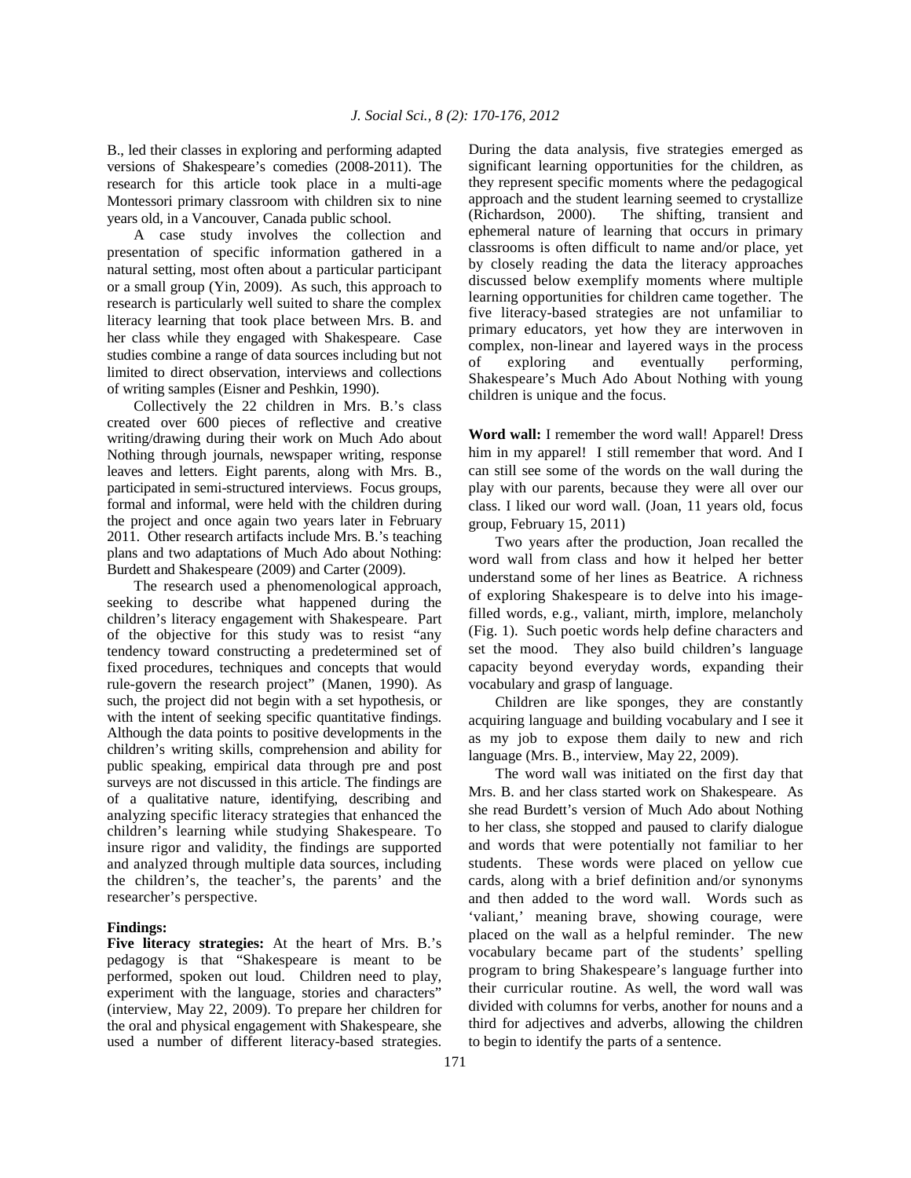B., led their classes in exploring and performing adapted versions of Shakespeare's comedies (2008-2011). The research for this article took place in a multi-age Montessori primary classroom with children six to nine years old, in a Vancouver, Canada public school.

A case study involves the collection and presentation of specific information gathered in a natural setting, most often about a particular participant or a small group (Yin, 2009). As such, this approach to research is particularly well suited to share the complex literacy learning that took place between Mrs. B. and her class while they engaged with Shakespeare. Case studies combine a range of data sources including but not limited to direct observation, interviews and collections of writing samples (Eisner and Peshkin, 1990).

Collectively the 22 children in Mrs. B.'s class created over 600 pieces of reflective and creative writing/drawing during their work on Much Ado about Nothing through journals, newspaper writing, response leaves and letters. Eight parents, along with Mrs. B., participated in semi-structured interviews. Focus groups, formal and informal, were held with the children during the project and once again two years later in February 2011. Other research artifacts include Mrs. B.'s teaching plans and two adaptations of Much Ado about Nothing: Burdett and Shakespeare (2009) and Carter (2009).

The research used a phenomenological approach, seeking to describe what happened during the children's literacy engagement with Shakespeare. Part of the objective for this study was to resist "any tendency toward constructing a predetermined set of fixed procedures, techniques and concepts that would rule-govern the research project" (Manen, 1990). As such, the project did not begin with a set hypothesis, or with the intent of seeking specific quantitative findings. Although the data points to positive developments in the children's writing skills, comprehension and ability for public speaking, empirical data through pre and post surveys are not discussed in this article. The findings are of a qualitative nature, identifying, describing and analyzing specific literacy strategies that enhanced the children's learning while studying Shakespeare. To insure rigor and validity, the findings are supported and analyzed through multiple data sources, including the children's, the teacher's, the parents' and the researcher's perspective.

**Findings:**

**Five literacy strategies:** At the heart of Mrs. B.'s pedagogy is that "Shakespeare is meant to be performed, spoken out loud. Children need to play, experiment with the language, stories and characters" (interview, May 22, 2009). To prepare her children for the oral and physical engagement with Shakespeare, she used a number of different literacy-based strategies. During the data analysis, five strategies emerged as significant learning opportunities for the children, as they represent specific moments where the pedagogical approach and the student learning seemed to crystallize (Richardson, 2000). The shifting, transient and ephemeral nature of learning that occurs in primary classrooms is often difficult to name and/or place, yet by closely reading the data the literacy approaches discussed below exemplify moments where multiple learning opportunities for children came together. The five literacy-based strategies are not unfamiliar to primary educators, yet how they are interwoven in complex, non-linear and layered ways in the process of exploring and eventually performing, Shakespeare's Much Ado About Nothing with young children is unique and the focus.

**Word wall:** I remember the word wall! Apparel! Dress him in my apparel! I still remember that word. And I can still see some of the words on the wall during the play with our parents, because they were all over our class. I liked our word wall. (Joan, 11 years old, focus group, February 15, 2011)

Two years after the production, Joan recalled the word wall from class and how it helped her better understand some of her lines as Beatrice. A richness of exploring Shakespeare is to delve into his image-filled words, e.g., valiant, mirth, implore, melancholy (Fig. 1). Such poetic words help define characters and set the mood. They also build children's language capacity beyond everyday words, expanding their vocabulary and grasp of language.

Children are like sponges, they are constantly acquiring language and building vocabulary and I see it as my job to expose them daily to new and rich language (Mrs. B., interview, May 22, 2009).

The word wall was initiated on the first day that Mrs. B. and her class started work on Shakespeare. As she read Burdett's version of Much Ado about Nothing to her class, she stopped and paused to clarify dialogue and words that were potentially not familiar to her students. These words were placed on yellow cue cards, along with a brief definition and/or synonyms and then added to the word wall. Words such as 'valiant,' meaning brave, showing courage, were placed on the wall as a helpful reminder. The new vocabulary became part of the students' spelling program to bring Shakespeare's language further into their curricular routine. As well, the word wall was divided with columns for verbs, another for nouns and a third for adjectives and adverbs, allowing the children to begin to identify the parts of a sentence.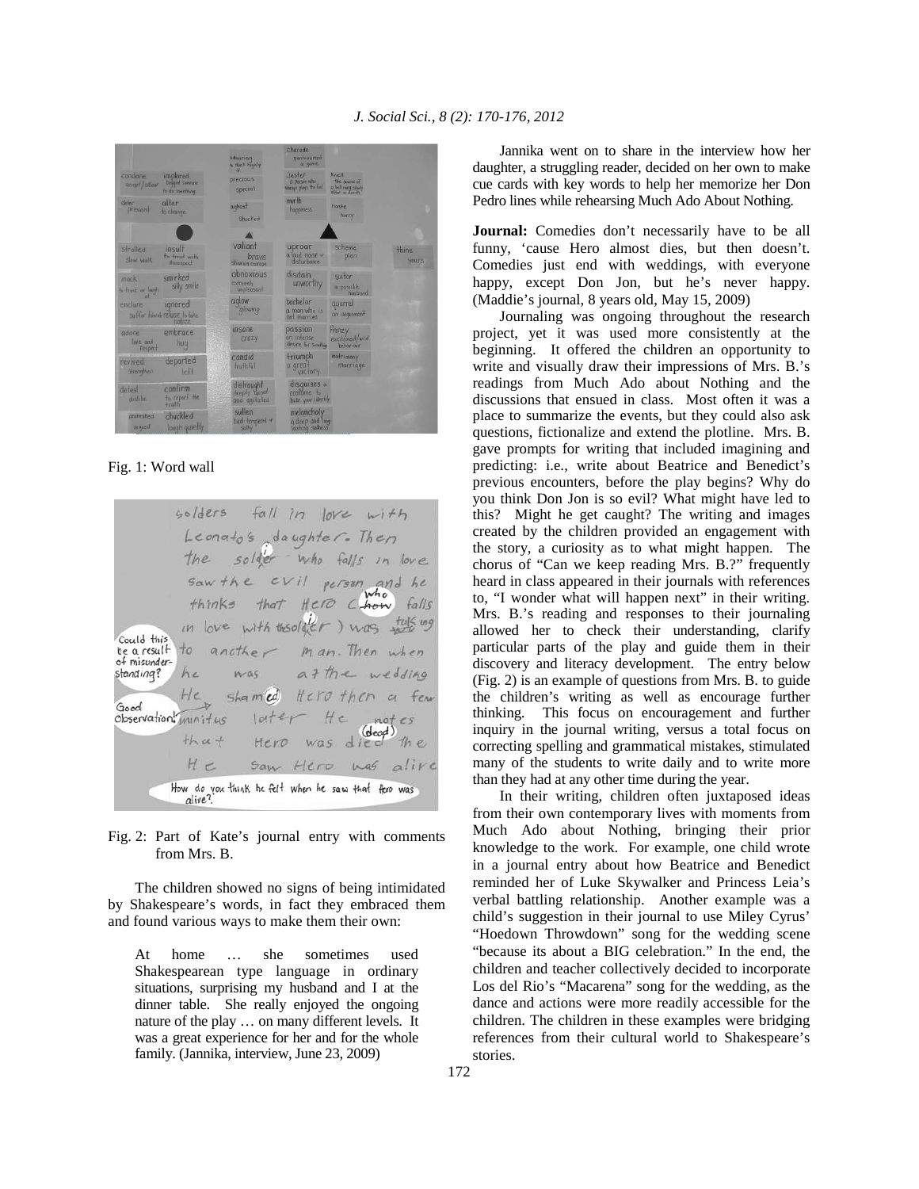Fig. 1: Word wall

Fig. 2: Part of Kate's journal entry with comments from Mrs. B.

The children showed no signs of being intimidated by Shakespeare's words, in fact they embraced them and found various ways to make them their own:

> At home … she sometimes used Shakespearean type language in ordinary situations, surprising my husband and I at the dinner table. She really enjoyed the ongoing nature of the play … on many different levels. It was a great experience for her and for the whole family. (Jannika, interview, June 23, 2009)

Jannika went on to share in the interview how her daughter, a struggling reader, decided on her own to make cue cards with key words to help her memorize her Don Pedro lines while rehearsing Much Ado About Nothing.

**Journal:** Comedies don't necessarily have to be all funny, 'cause Hero almost dies, but then doesn't. Comedies just end with weddings, with everyone happy, except Don Jon, but he's never happy. (Maddie's journal, 8 years old, May 15, 2009)

Journaling was ongoing throughout the research project, yet it was used more consistently at the beginning. It offered the children an opportunity to write and visually draw their impressions of Mrs. B.'s readings from Much Ado about Nothing and the discussions that ensued in class. Most often it was a place to summarize the events, but they could also ask questions, fictionalize and extend the plotline. Mrs. B. gave prompts for writing that included imagining and predicting: i.e., write about Beatrice and Benedict's previous encounters, before the play begins? Why do you think Don Jon is so evil? What might have led to this? Might he get caught? The writing and images created by the children provided an engagement with the story, a curiosity as to what might happen. The chorus of "Can we keep reading Mrs. B.?" frequently heard in class appeared in their journals with references to, "I wonder what will happen next" in their writing. Mrs. B.'s reading and responses to their journaling allowed her to check their understanding, clarify particular parts of the play and guide them in their discovery and literacy development. The entry below (Fig. 2) is an example of questions from Mrs. B. to guide the children's writing as well as encourage further thinking. This focus on encouragement and further inquiry in the journal writing, versus a total focus on correcting spelling and grammatical mistakes, stimulated many of the students to write daily and to write more than they had at any other time during the year.

In their writing, children often juxtaposed ideas from their own contemporary lives with moments from Much Ado about Nothing, bringing their prior knowledge to the work. For example, one child wrote in a journal entry about how Beatrice and Benedict reminded her of Luke Skywalker and Princess Leia's verbal battling relationship. Another example was a child's suggestion in their journal to use Miley Cyrus' "Hoedown Throwdown" song for the wedding scene "because its about a BIG celebration." In the end, the children and teacher collectively decided to incorporate Los del Rio's "Macarena" song for the wedding, as the dance and actions were more readily accessible for the children. The children in these examples were bridging references from their cultural world to Shakespeare's stories.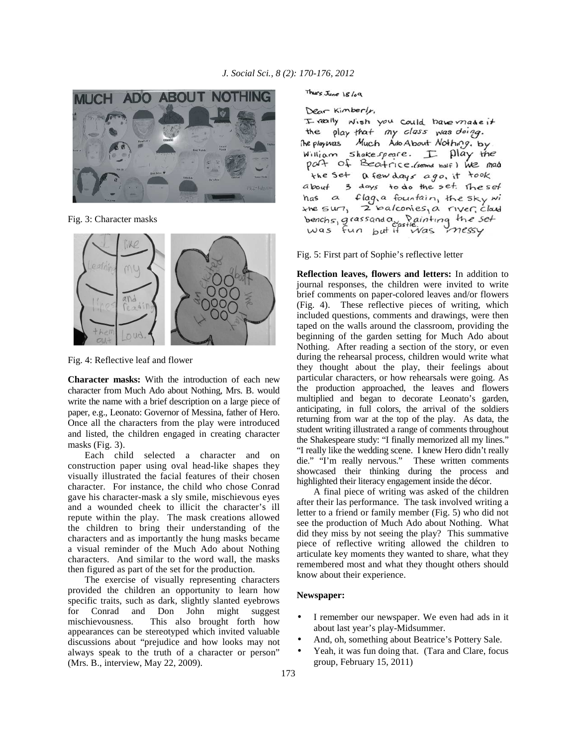Fig. 3: Character masks

Fig. 4: Reflective leaf and flower

**Character masks:** With the introduction of each new character from Much Ado about Nothing, Mrs. B. would write the name with a brief description on a large piece of paper, e.g., Leonato: Governor of Messina, father of Hero. Once all the characters from the play were introduced and listed, the children engaged in creating character masks (Fig. 3).

Each child selected a character and on construction paper using oval head-like shapes they visually illustrated the facial features of their chosen character. For instance, the child who chose Conrad gave his character-mask a sly smile, mischievous eyes and a wounded cheek to illicit the character's ill repute within the play. The mask creations allowed the children to bring their understanding of the characters and as importantly the hung masks became a visual reminder of the Much Ado about Nothing characters. And similar to the word wall, the masks then figured as part of the set for the production.

The exercise of visually representing characters provided the children an opportunity to learn how specific traits, such as dark, slightly slanted eyebrows for Conrad and Don John might suggest mischievousness. This also brought forth how appearances can be stereotyped which invited valuable discussions about "prejudice and how looks may not always speak to the truth of a character or person" (Mrs. B., interview, May 22, 2009).

Fig. 5: First part of Sophie's reflective letter

**Reflection leaves, flowers and letters:** In addition to journal responses, the children were invited to write brief comments on paper-colored leaves and/or flowers (Fig. 4). These reflective pieces of writing, which included questions, comments and drawings, were then taped on the walls around the classroom, providing the beginning of the garden setting for Much Ado about Nothing. After reading a section of the story, or even during the rehearsal process, children would write what they thought about the play, their feelings about particular characters, or how rehearsals were going. As the production approached, the leaves and flowers multiplied and began to decorate Leonato's garden, anticipating, in full colors, the arrival of the soldiers returning from war at the top of the play. As data, the student writing illustrated a range of comments throughout the Shakespeare study: "I finally memorized all my lines." "I really like the wedding scene. I knew Hero didn't really die." "I'm really nervous." These written comments showcased their thinking during the process and highlighted their literacy engagement inside the décor.

A final piece of writing was asked of the children after their las performance. The task involved writing a letter to a friend or family member (Fig. 5) who did not see the production of Much Ado about Nothing. What did they miss by not seeing the play? This summative piece of reflective writing allowed the children to articulate key moments they wanted to share, what they remembered most and what they thought others should know about their experience.

**Newspaper:**

- I remember our newspaper. We even had ads in it about last year's play-Midsummer.
- And, oh, something about Beatrice's Pottery Sale.
- Yeah, it was fun doing that. (Tara and Clare, focus group, February 15, 2011)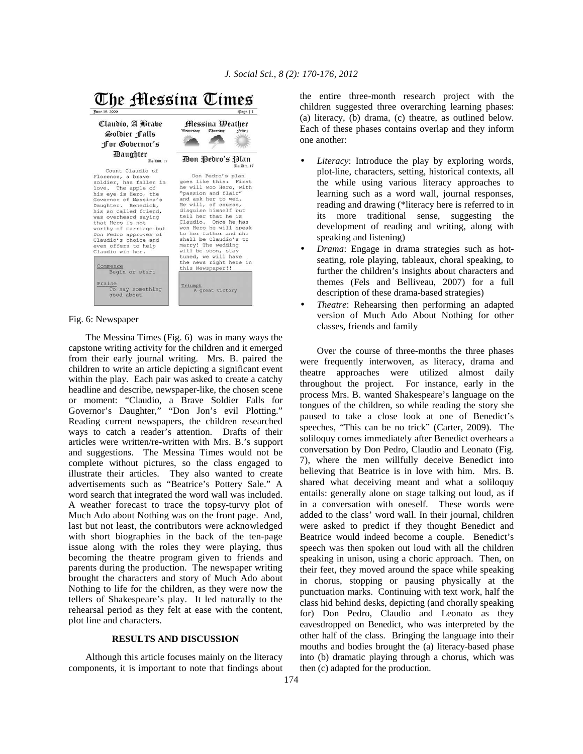The Messina Times
June 19, 2009
Page | 1

Claudio, A Brave Soldier Falls For Governor's Daughter
By Div. 17

Count Claudio of Florence, a brave soldier, has fallen in love. The apple of his eye is Hero, the Governor of Messina's Daughter. Benedick, his so called friend, was overheard saying that Hero is not worthy of marriage but Don Pedro approves of Claudio's choice and even offers to help Claudio win her.

Commence
Begin or start

Praise
To say something good about

Messina Weather
Wednesday Thursday Friday

Don Pedro's Plan
By Div. 17

Don Pedro's plan goes like this: First he will woo Hero, with "passion and flair" and ask her to wed. He will, of course, disguise himself but tell her that he is Claudio. Once he has won Hero he will speak to her father and she shall be Claudio's to marry! The wedding will be soon, stay tuned, we will have the news right here in this Newspaper!!

Triumph
A great victory

Fig. 6: Newspaper

The Messina Times (Fig. 6) was in many ways the capstone writing activity for the children and it emerged from their early journal writing. Mrs. B. paired the children to write an article depicting a significant event within the play. Each pair was asked to create a catchy headline and describe, newspaper-like, the chosen scene or moment: "Claudio, a Brave Soldier Falls for Governor's Daughter," "Don Jon's evil Plotting." Reading current newspapers, the children researched ways to catch a reader's attention. Drafts of their articles were written/re-written with Mrs. B.'s support and suggestions. The Messina Times would not be complete without pictures, so the class engaged to illustrate their articles. They also wanted to create advertisements such as "Beatrice's Pottery Sale." A word search that integrated the word wall was included. A weather forecast to trace the topsy-turvy plot of Much Ado about Nothing was on the front page. And, last but not least, the contributors were acknowledged with short biographies in the back of the ten-page issue along with the roles they were playing, thus becoming the theatre program given to friends and parents during the production. The newspaper writing brought the characters and story of Much Ado about Nothing to life for the children, as they were now the tellers of Shakespeare's play. It led naturally to the rehearsal period as they felt at ease with the content, plot line and characters.

## RESULTS AND DISCUSSION

Although this article focuses mainly on the literacy components, it is important to note that findings about the entire three-month research project with the children suggested three overarching learning phases: (a) literacy, (b) drama, (c) theatre, as outlined below. Each of these phases contains overlap and they inform one another:

- *Literacy*: Introduce the play by exploring words, plot-line, characters, setting, historical contexts, all the while using various literacy approaches to learning such as a word wall, journal responses, reading and drawing (*literacy here is referred to in its more traditional sense, suggesting the development of reading and writing, along with speaking and listening)
- *Drama*: Engage in drama strategies such as hot-seating, role playing, tableaux, choral speaking, to further the children's insights about characters and themes (Fels and Belliveau, 2007) for a full description of these drama-based strategies)
- *Theatre*: Rehearsing then performing an adapted version of Much Ado About Nothing for other classes, friends and family

Over the course of three-months the three phases were frequently interwoven, as literacy, drama and theatre approaches were utilized almost daily throughout the project. For instance, early in the process Mrs. B. wanted Shakespeare's language on the tongues of the children, so while reading the story she paused to take a close look at one of Benedict's speeches, "This can be no trick" (Carter, 2009). The soliloquy comes immediately after Benedict overhears a conversation by Don Pedro, Claudio and Leonato (Fig. 7), where the men willfully deceive Benedict into believing that Beatrice is in love with him. Mrs. B. shared what deceiving meant and what a soliloquy entails: generally alone on stage talking out loud, as if in a conversation with oneself. These words were added to the class' word wall. In their journal, children were asked to predict if they thought Benedict and Beatrice would indeed become a couple. Benedict's speech was then spoken out loud with all the children speaking in unison, using a choric approach. Then, on their feet, they moved around the space while speaking in chorus, stopping or pausing physically at the punctuation marks. Continuing with text work, half the class hid behind desks, depicting (and chorally speaking for) Don Pedro, Claudio and Leonato as they eavesdropped on Benedict, who was interpreted by the other half of the class. Bringing the language into their mouths and bodies brought the (a) literacy-based phase into (b) dramatic playing through a chorus, which was then (c) adapted for the production.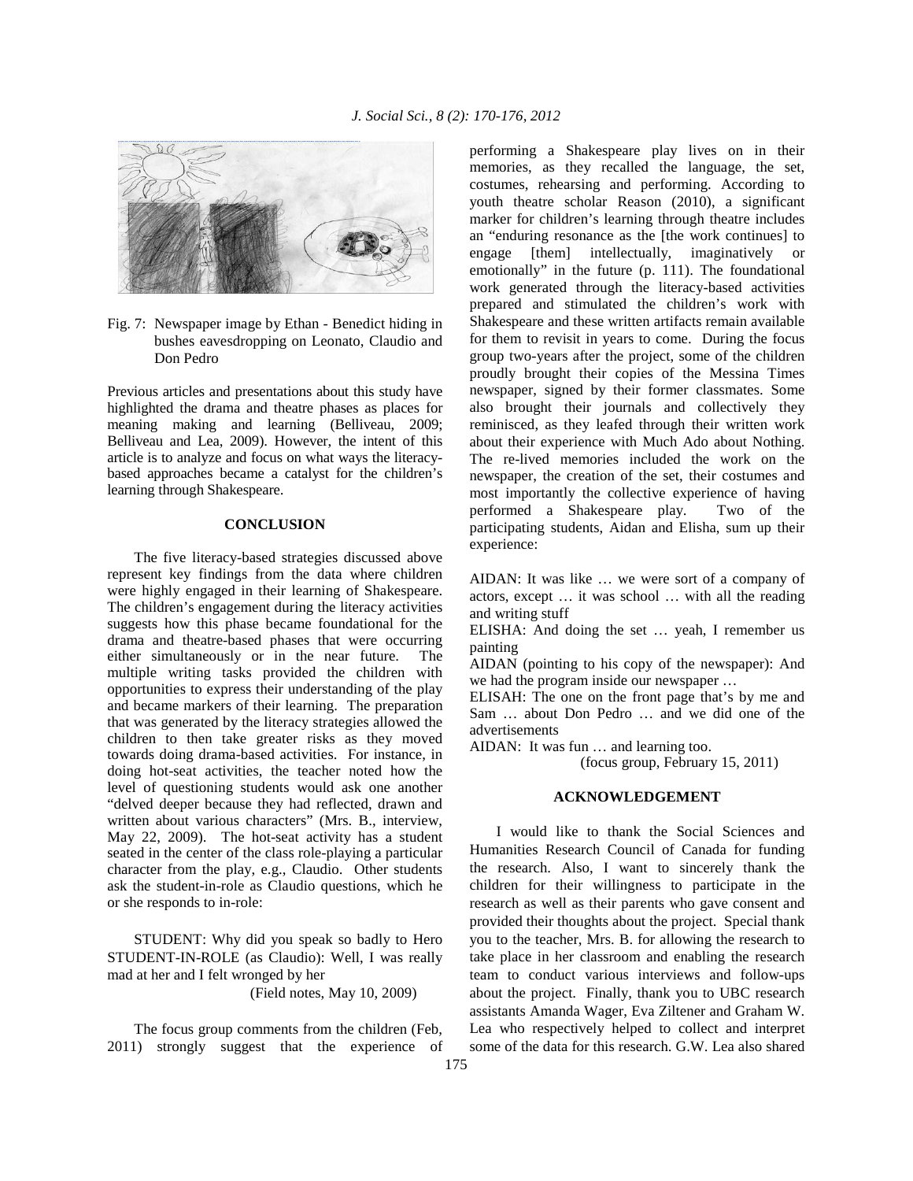Fig. 7: Newspaper image by Ethan - Benedict hiding in bushes eavesdropping on Leonato, Claudio and Don Pedro

Previous articles and presentations about this study have highlighted the drama and theatre phases as places for meaning making and learning (Belliveau, 2009; Belliveau and Lea, 2009). However, the intent of this article is to analyze and focus on what ways the literacy-based approaches became a catalyst for the children's learning through Shakespeare.

## CONCLUSION

The five literacy-based strategies discussed above represent key findings from the data where children were highly engaged in their learning of Shakespeare. The children's engagement during the literacy activities suggests how this phase became foundational for the drama and theatre-based phases that were occurring either simultaneously or in the near future. The multiple writing tasks provided the children with opportunities to express their understanding of the play and became markers of their learning. The preparation that was generated by the literacy strategies allowed the children to then take greater risks as they moved towards doing drama-based activities. For instance, in doing hot-seat activities, the teacher noted how the level of questioning students would ask one another "delved deeper because they had reflected, drawn and written about various characters" (Mrs. B., interview, May 22, 2009). The hot-seat activity has a student seated in the center of the class role-playing a particular character from the play, e.g., Claudio. Other students ask the student-in-role as Claudio questions, which he or she responds to in-role:

STUDENT: Why did you speak so badly to Hero
STUDENT-IN-ROLE (as Claudio): Well, I was really mad at her and I felt wronged by her

(Field notes, May 10, 2009)

The focus group comments from the children (Feb, 2011) strongly suggest that the experience of performing a Shakespeare play lives on in their memories, as they recalled the language, the set, costumes, rehearsing and performing. According to youth theatre scholar Reason (2010), a significant marker for children's learning through theatre includes an "enduring resonance as the [the work continues] to engage [them] intellectually, imaginatively or emotionally" in the future (p. 111). The foundational work generated through the literacy-based activities prepared and stimulated the children's work with Shakespeare and these written artifacts remain available for them to revisit in years to come. During the focus group two-years after the project, some of the children proudly brought their copies of the Messina Times newspaper, signed by their former classmates. Some also brought their journals and collectively they reminisced, as they leafed through their written work about their experience with Much Ado about Nothing. The re-lived memories included the work on the newspaper, the creation of the set, their costumes and most importantly the collective experience of having performed a Shakespeare play. Two of the participating students, Aidan and Elisha, sum up their experience:

AIDAN: It was like … we were sort of a company of actors, except … it was school … with all the reading and writing stuff
ELISHA: And doing the set … yeah, I remember us painting
AIDAN (pointing to his copy of the newspaper): And we had the program inside our newspaper …
ELISAH: The one on the front page that's by me and Sam … about Don Pedro … and we did one of the advertisements
AIDAN: It was fun … and learning too.

(focus group, February 15, 2011)

## ACKNOWLEDGEMENT

I would like to thank the Social Sciences and Humanities Research Council of Canada for funding the research. Also, I want to sincerely thank the children for their willingness to participate in the research as well as their parents who gave consent and provided their thoughts about the project. Special thank you to the teacher, Mrs. B. for allowing the research to take place in her classroom and enabling the research team to conduct various interviews and follow-ups about the project. Finally, thank you to UBC research assistants Amanda Wager, Eva Ziltener and Graham W. Lea who respectively helped to collect and interpret some of the data for this research. G.W. Lea also shared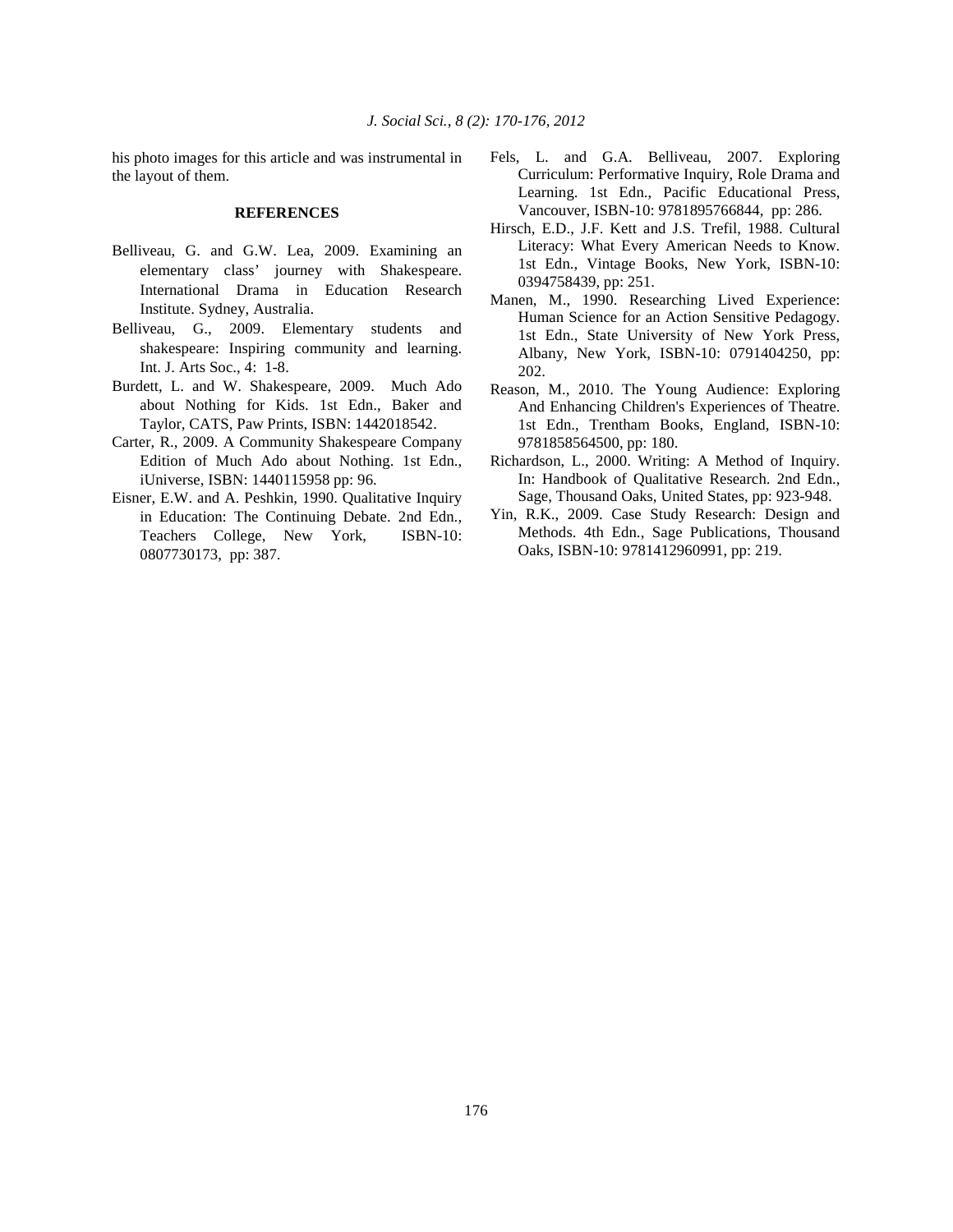his photo images for this article and was instrumental in the layout of them.

## REFERENCES

Belliveau, G. and G.W. Lea, 2009. Examining an elementary class' journey with Shakespeare. International Drama in Education Research Institute. Sydney, Australia.

Belliveau, G., 2009. Elementary students and shakespeare: Inspiring community and learning. Int. J. Arts Soc., 4: 1-8.

Burdett, L. and W. Shakespeare, 2009. Much Ado about Nothing for Kids. 1st Edn., Baker and Taylor, CATS, Paw Prints, ISBN: 1442018542.

Carter, R., 2009. A Community Shakespeare Company Edition of Much Ado about Nothing. 1st Edn., iUniverse, ISBN: 1440115958 pp: 96.

Eisner, E.W. and A. Peshkin, 1990. Qualitative Inquiry in Education: The Continuing Debate. 2nd Edn., Teachers College, New York, ISBN-10: 0807730173, pp: 387.

Fels, L. and G.A. Belliveau, 2007. Exploring Curriculum: Performative Inquiry, Role Drama and Learning. 1st Edn., Pacific Educational Press, Vancouver, ISBN-10: 9781895766844, pp: 286.

Hirsch, E.D., J.F. Kett and J.S. Trefil, 1988. Cultural Literacy: What Every American Needs to Know. 1st Edn., Vintage Books, New York, ISBN-10: 0394758439, pp: 251.

Manen, M., 1990. Researching Lived Experience: Human Science for an Action Sensitive Pedagogy. 1st Edn., State University of New York Press, Albany, New York, ISBN-10: 0791404250, pp: 202.

Reason, M., 2010. The Young Audience: Exploring And Enhancing Children's Experiences of Theatre. 1st Edn., Trentham Books, England, ISBN-10: 9781858564500, pp: 180.

Richardson, L., 2000. Writing: A Method of Inquiry. In: Handbook of Qualitative Research. 2nd Edn., Sage, Thousand Oaks, United States, pp: 923-948.

Yin, R.K., 2009. Case Study Research: Design and Methods. 4th Edn., Sage Publications, Thousand Oaks, ISBN-10: 9781412960991, pp: 219.